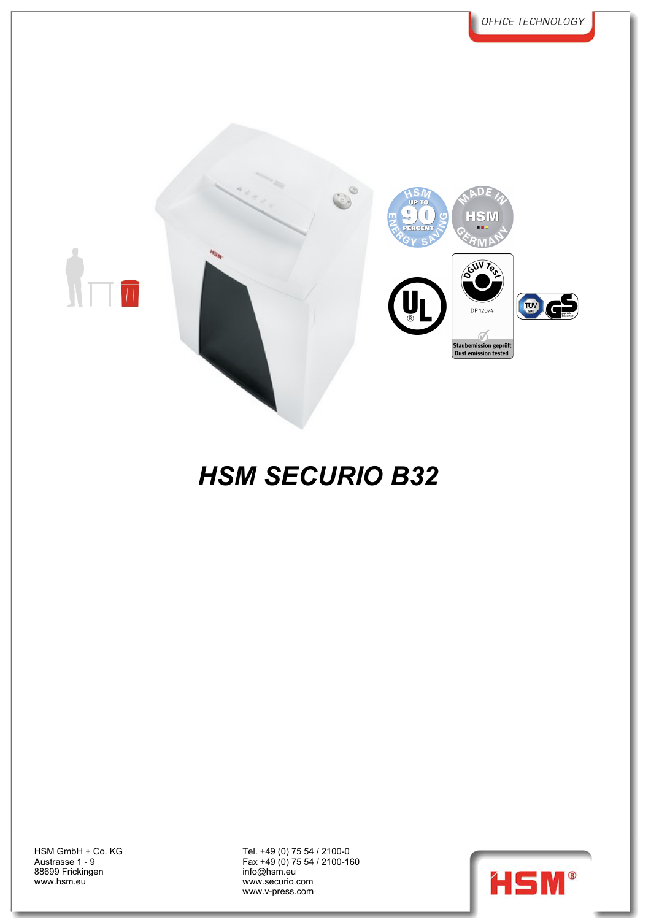OFFICE TECHNOLOGY

# *HSM SECURIO B32*

HSM GmbH + Co. KG
Austrasse 1 - 9
88699 Frickingen
www.hsm.eu

Tel. +49 (0) 75 54 / 2100-0
Fax +49 (0) 75 54 / 2100-160
info@hsm.eu
www.securio.com
www.v-press.com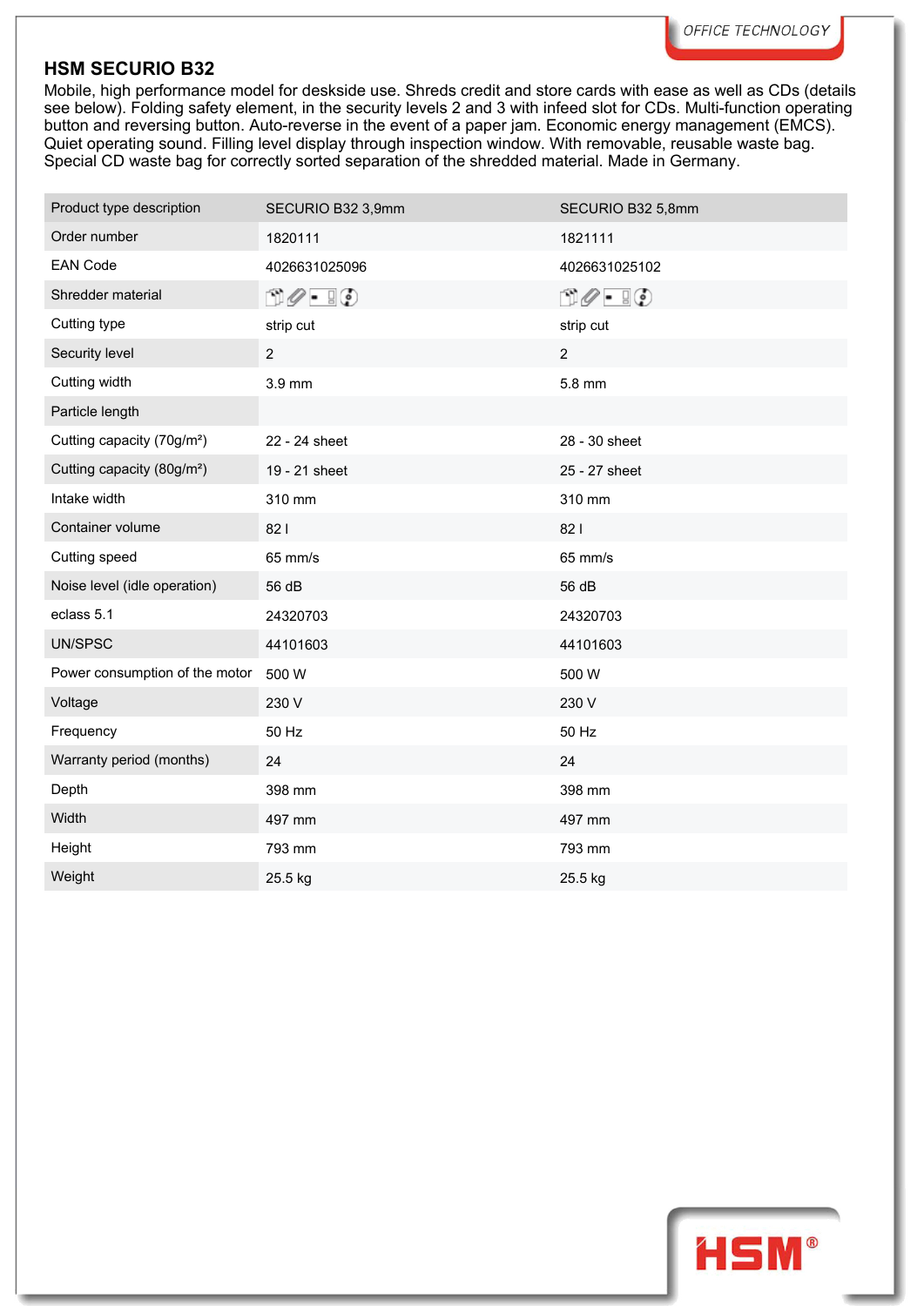## HSM SECURIO B32

Mobile, high performance model for deskside use. Shreds credit and store cards with ease as well as CDs (details see below). Folding safety element, in the security levels 2 and 3 with infeed slot for CDs. Multi-function operating button and reversing button. Auto-reverse in the event of a paper jam. Economic energy management (EMCS). Quiet operating sound. Filling level display through inspection window. With removable, reusable waste bag. Special CD waste bag for correctly sorted separation of the shredded material. Made in Germany.

| Product type description | SECURIO B32 3,9mm | SECURIO B32 5,8mm |
|---|---|---|
| Order number | 1820111 | 1821111 |
| EAN Code | 4026631025096 | 4026631025102 |
| Shredder material | | |
| Cutting type | strip cut | strip cut |
| Security level | 2 | 2 |
| Cutting width | 3.9 mm | 5.8 mm |
| Particle length | | |
| Cutting capacity (70g/m²) | 22 - 24 sheet | 28 - 30 sheet |
| Cutting capacity (80g/m²) | 19 - 21 sheet | 25 - 27 sheet |
| Intake width | 310 mm | 310 mm |
| Container volume | 82 l | 82 l |
| Cutting speed | 65 mm/s | 65 mm/s |
| Noise level (idle operation) | 56 dB | 56 dB |
| eclass 5.1 | 24320703 | 24320703 |
| UN/SPSC | 44101603 | 44101603 |
| Power consumption of the motor | 500 W | 500 W |
| Voltage | 230 V | 230 V |
| Frequency | 50 Hz | 50 Hz |
| Warranty period (months) | 24 | 24 |
| Depth | 398 mm | 398 mm |
| Width | 497 mm | 497 mm |
| Height | 793 mm | 793 mm |
| Weight | 25.5 kg | 25.5 kg |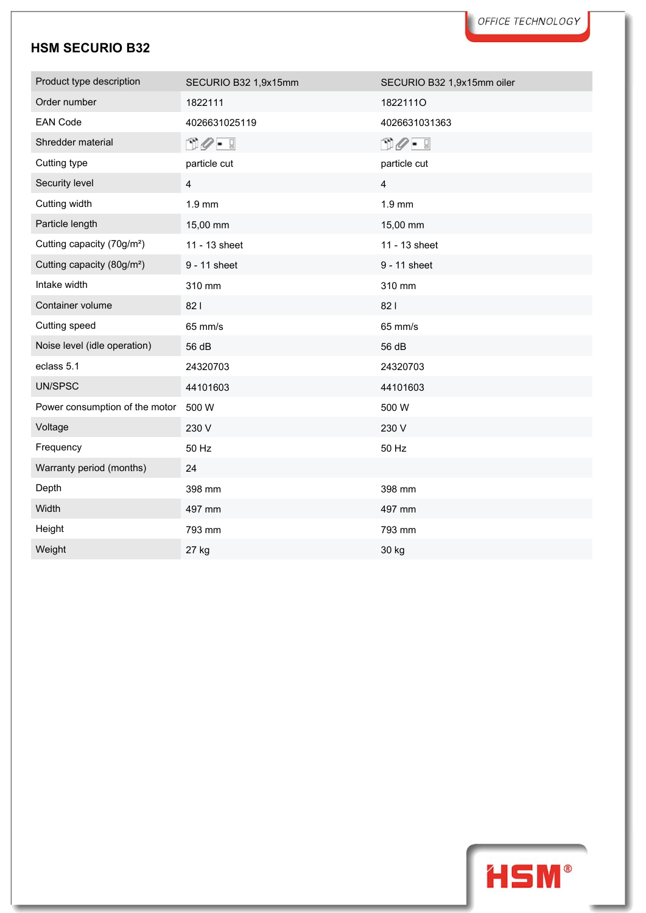## HSM SECURIO B32

| Product type description | SECURIO B32 1,9x15mm | SECURIO B32 1,9x15mm oiler |
|---|---|---|
| Order number | 1822111 | 1822111O |
| EAN Code | 4026631025119 | 4026631031363 |
| Shredder material | | |
| Cutting type | particle cut | particle cut |
| Security level | 4 | 4 |
| Cutting width | 1.9 mm | 1.9 mm |
| Particle length | 15,00 mm | 15,00 mm |
| Cutting capacity (70g/m²) | 11 - 13 sheet | 11 - 13 sheet |
| Cutting capacity (80g/m²) | 9 - 11 sheet | 9 - 11 sheet |
| Intake width | 310 mm | 310 mm |
| Container volume | 82 l | 82 l |
| Cutting speed | 65 mm/s | 65 mm/s |
| Noise level (idle operation) | 56 dB | 56 dB |
| eclass 5.1 | 24320703 | 24320703 |
| UN/SPSC | 44101603 | 44101603 |
| Power consumption of the motor | 500 W | 500 W |
| Voltage | 230 V | 230 V |
| Frequency | 50 Hz | 50 Hz |
| Warranty period (months) | 24 | |
| Depth | 398 mm | 398 mm |
| Width | 497 mm | 497 mm |
| Height | 793 mm | 793 mm |
| Weight | 27 kg | 30 kg |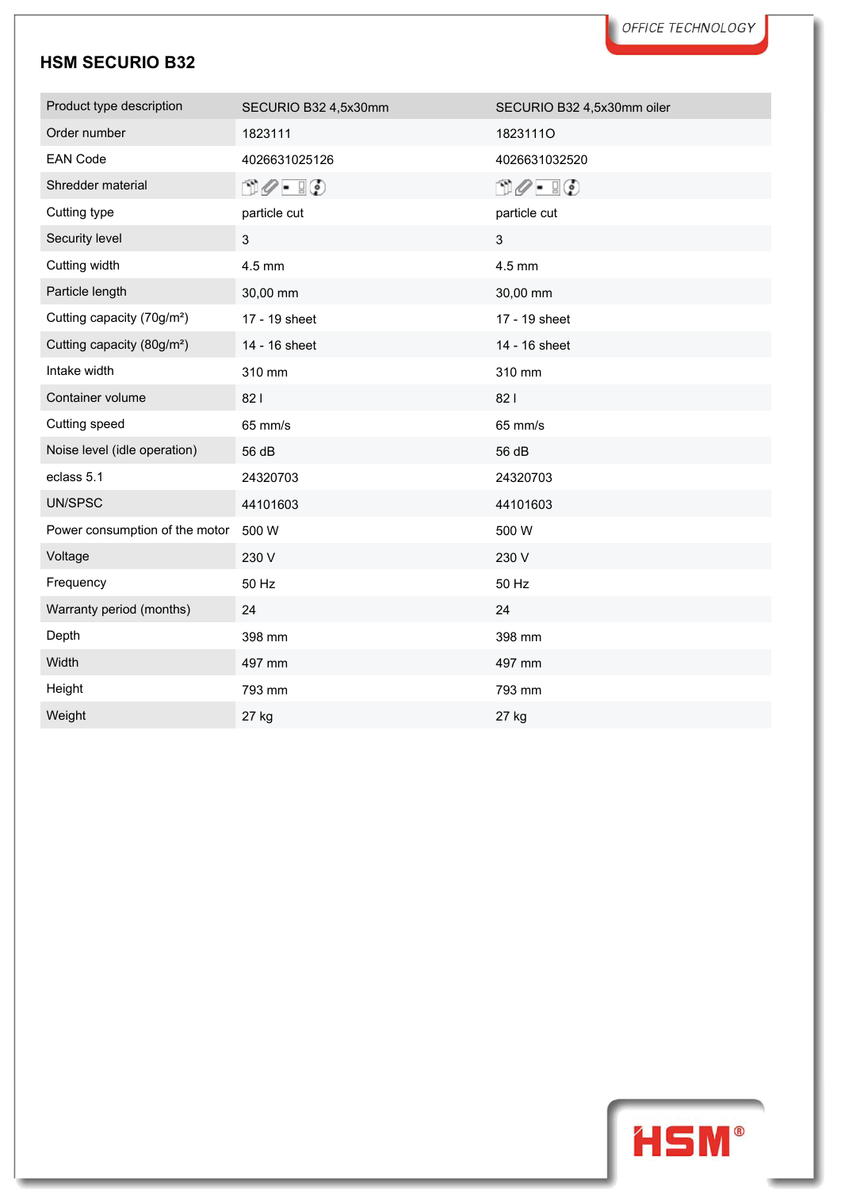## HSM SECURIO B32

| Product type description | SECURIO B32 4,5x30mm | SECURIO B32 4,5x30mm oiler |
|---|---|---|
| Order number | 1823111 | 1823111O |
| EAN Code | 4026631025126 | 4026631032520 |
| Shredder material | | |
| Cutting type | particle cut | particle cut |
| Security level | 3 | 3 |
| Cutting width | 4.5 mm | 4.5 mm |
| Particle length | 30,00 mm | 30,00 mm |
| Cutting capacity (70g/m²) | 17 - 19 sheet | 17 - 19 sheet |
| Cutting capacity (80g/m²) | 14 - 16 sheet | 14 - 16 sheet |
| Intake width | 310 mm | 310 mm |
| Container volume | 82 l | 82 l |
| Cutting speed | 65 mm/s | 65 mm/s |
| Noise level (idle operation) | 56 dB | 56 dB |
| eclass 5.1 | 24320703 | 24320703 |
| UN/SPSC | 44101603 | 44101603 |
| Power consumption of the motor | 500 W | 500 W |
| Voltage | 230 V | 230 V |
| Frequency | 50 Hz | 50 Hz |
| Warranty period (months) | 24 | 24 |
| Depth | 398 mm | 398 mm |
| Width | 497 mm | 497 mm |
| Height | 793 mm | 793 mm |
| Weight | 27 kg | 27 kg |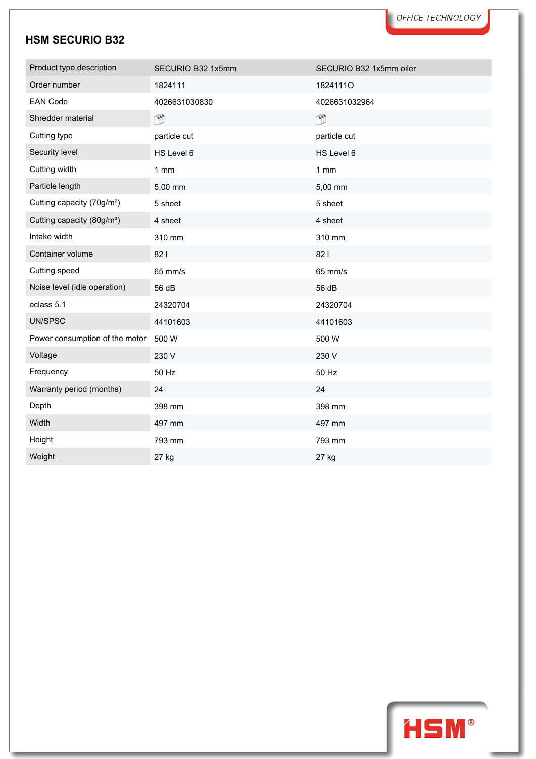## HSM SECURIO B32

| Product type description | SECURIO B32 1x5mm | SECURIO B32 1x5mm oiler |
|---|---|---|
| Order number | 1824111 | 1824111O |
| EAN Code | 4026631030830 | 4026631032964 |
| Shredder material | | |
| Cutting type | particle cut | particle cut |
| Security level | HS Level 6 | HS Level 6 |
| Cutting width | 1 mm | 1 mm |
| Particle length | 5,00 mm | 5,00 mm |
| Cutting capacity (70g/m²) | 5 sheet | 5 sheet |
| Cutting capacity (80g/m²) | 4 sheet | 4 sheet |
| Intake width | 310 mm | 310 mm |
| Container volume | 82 l | 82 l |
| Cutting speed | 65 mm/s | 65 mm/s |
| Noise level (idle operation) | 56 dB | 56 dB |
| eclass 5.1 | 24320704 | 24320704 |
| UN/SPSC | 44101603 | 44101603 |
| Power consumption of the motor | 500 W | 500 W |
| Voltage | 230 V | 230 V |
| Frequency | 50 Hz | 50 Hz |
| Warranty period (months) | 24 | 24 |
| Depth | 398 mm | 398 mm |
| Width | 497 mm | 497 mm |
| Height | 793 mm | 793 mm |
| Weight | 27 kg | 27 kg |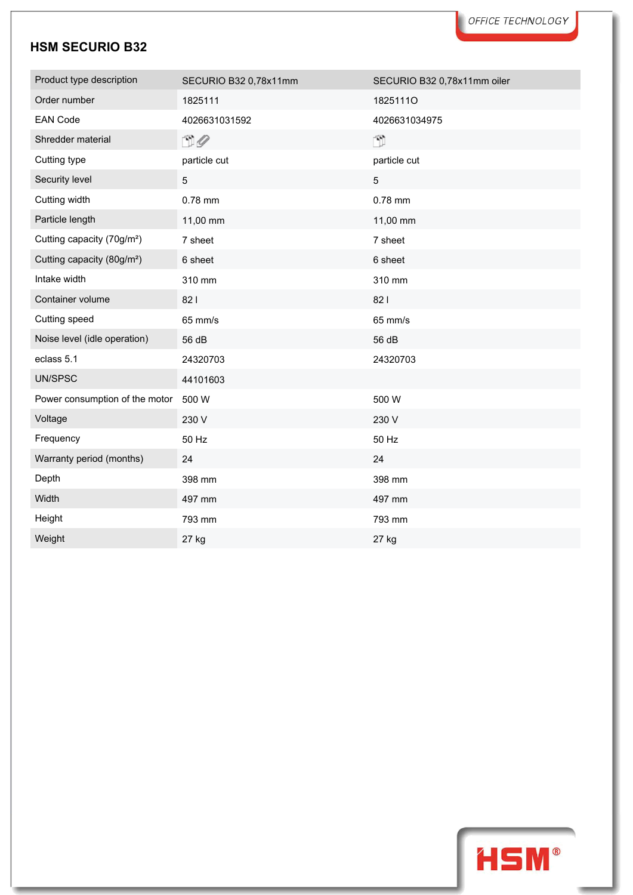## HSM SECURIO B32

| Product type description | SECURIO B32 0,78x11mm | SECURIO B32 0,78x11mm oiler |
|---|---|---|
| Order number | 1825111 | 1825111O |
| EAN Code | 4026631031592 | 4026631034975 |
| Shredder material | | |
| Cutting type | particle cut | particle cut |
| Security level | 5 | 5 |
| Cutting width | 0.78 mm | 0.78 mm |
| Particle length | 11,00 mm | 11,00 mm |
| Cutting capacity (70g/m²) | 7 sheet | 7 sheet |
| Cutting capacity (80g/m²) | 6 sheet | 6 sheet |
| Intake width | 310 mm | 310 mm |
| Container volume | 82 l | 82 l |
| Cutting speed | 65 mm/s | 65 mm/s |
| Noise level (idle operation) | 56 dB | 56 dB |
| eclass 5.1 | 24320703 | 24320703 |
| UN/SPSC | 44101603 | |
| Power consumption of the motor | 500 W | 500 W |
| Voltage | 230 V | 230 V |
| Frequency | 50 Hz | 50 Hz |
| Warranty period (months) | 24 | 24 |
| Depth | 398 mm | 398 mm |
| Width | 497 mm | 497 mm |
| Height | 793 mm | 793 mm |
| Weight | 27 kg | 27 kg |